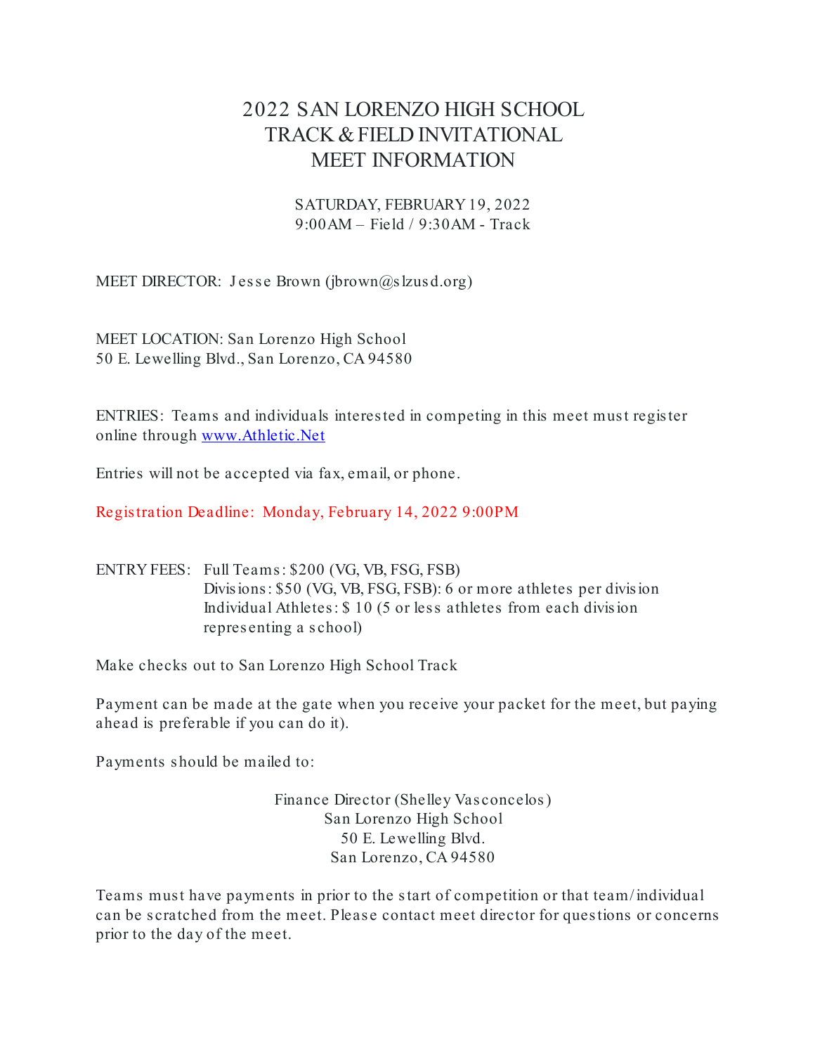# 2022 SAN LORENZO HIGH SCHOOL TRACK & FIELD INVITATIONAL MEET INFORMATION

SATURDAY, FEBRUARY 19, 2022
9:00AM – Field / 9:30AM - Track

MEET DIRECTOR: Jesse Brown (jbrown@slzusd.org)

MEET LOCATION: San Lorenzo High School
50 E. Lewelling Blvd., San Lorenzo, CA 94580

ENTRIES: Teams and individuals interested in competing in this meet must register online through www.Athletic.Net

Entries will not be accepted via fax, email, or phone.

Registration Deadline: Monday, February 14, 2022 9:00PM

ENTRY FEES: Full Teams: $200 (VG, VB, FSG, FSB)
Divisions: $50 (VG, VB, FSG, FSB): 6 or more athletes per division
Individual Athletes: $ 10 (5 or less athletes from each division representing a school)

Make checks out to San Lorenzo High School Track

Payment can be made at the gate when you receive your packet for the meet, but paying ahead is preferable if you can do it).

Payments should be mailed to:

Finance Director (Shelley Vasconcelos)
San Lorenzo High School
50 E. Lewelling Blvd.
San Lorenzo, CA 94580

Teams must have payments in prior to the start of competition or that team/individual can be scratched from the meet. Please contact meet director for questions or concerns prior to the day of the meet.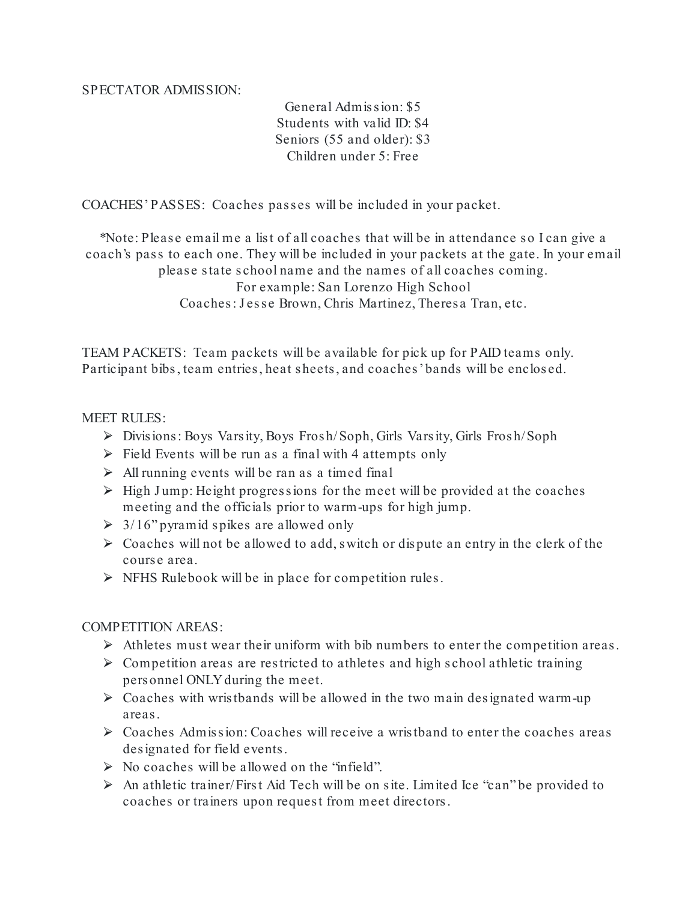SPECTATOR ADMISSION:

General Admission: $5
Students with valid ID: $4
Seniors (55 and older): $3
Children under 5: Free

COACHES' PASSES: Coaches passes will be included in your packet.

*Note: Please email me a list of all coaches that will be in attendance so I can give a coach's pass to each one. They will be included in your packets at the gate. In your email please state school name and the names of all coaches coming.
For example: San Lorenzo High School
Coaches: Jesse Brown, Chris Martinez, Theresa Tran, etc.

TEAM PACKETS: Team packets will be available for pick up for PAID teams only. Participant bibs, team entries, heat sheets, and coaches' bands will be enclosed.

MEET RULES:

- Divisions: Boys Varsity, Boys Frosh/Soph, Girls Varsity, Girls Frosh/Soph
- Field Events will be run as a final with 4 attempts only
- All running events will be ran as a timed final
- High Jump: Height progressions for the meet will be provided at the coaches meeting and the officials prior to warm-ups for high jump.
- 3/16" pyramid spikes are allowed only
- Coaches will not be allowed to add, switch or dispute an entry in the clerk of the course area.
- NFHS Rulebook will be in place for competition rules.

COMPETITION AREAS:

- Athletes must wear their uniform with bib numbers to enter the competition areas.
- Competition areas are restricted to athletes and high school athletic training personnel ONLY during the meet.
- Coaches with wristbands will be allowed in the two main designated warm-up areas.
- Coaches Admission: Coaches will receive a wristband to enter the coaches areas designated for field events.
- No coaches will be allowed on the "infield".
- An athletic trainer/First Aid Tech will be on site. Limited Ice "can" be provided to coaches or trainers upon request from meet directors.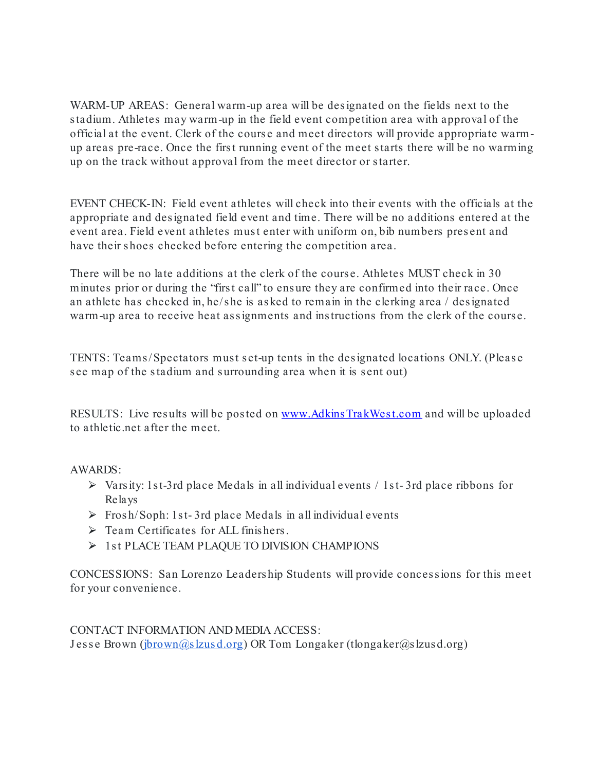WARM-UP AREAS: General warm-up area will be designated on the fields next to the stadium. Athletes may warm-up in the field event competition area with approval of the official at the event. Clerk of the course and meet directors will provide appropriate warm-up areas pre-race. Once the first running event of the meet starts there will be no warming up on the track without approval from the meet director or starter.

EVENT CHECK-IN: Field event athletes will check into their events with the officials at the appropriate and designated field event and time. There will be no additions entered at the event area. Field event athletes must enter with uniform on, bib numbers present and have their shoes checked before entering the competition area.

There will be no late additions at the clerk of the course. Athletes MUST check in 30 minutes prior or during the "first call" to ensure they are confirmed into their race. Once an athlete has checked in, he/she is asked to remain in the clerking area / designated warm-up area to receive heat assignments and instructions from the clerk of the course.

TENTS: Teams/Spectators must set-up tents in the designated locations ONLY. (Please see map of the stadium and surrounding area when it is sent out)

RESULTS: Live results will be posted on [www.AdkinsTrakWest.com](http://www.AdkinsTrakWest.com) and will be uploaded to athletic.net after the meet.

AWARDS:

- Varsity: 1st-3rd place Medals in all individual events / 1st- 3rd place ribbons for Relays
- Frosh/Soph: 1st- 3rd place Medals in all individual events
- Team Certificates for ALL finishers.
- 1st PLACE TEAM PLAQUE TO DIVISION CHAMPIONS

CONCESSIONS: San Lorenzo Leadership Students will provide concessions for this meet for your convenience.

CONTACT INFORMATION AND MEDIA ACCESS:
Jesse Brown ([jbrown@slzusd.org](mailto:jbrown@slzusd.org)) OR Tom Longaker (tlongaker@slzusd.org)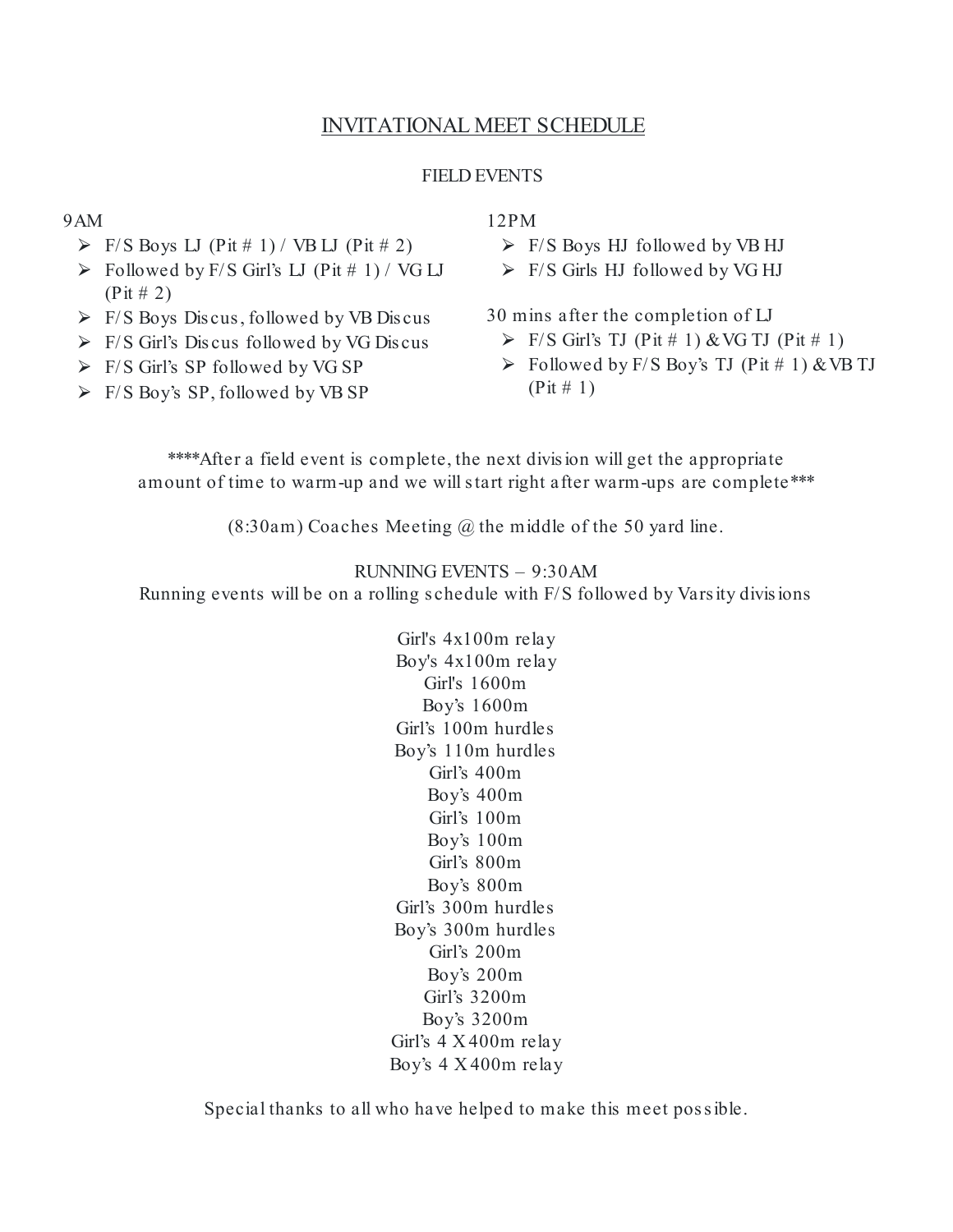# INVITATIONAL MEET SCHEDULE

## FIELD EVENTS

9AM

- F/S Boys LJ (Pit # 1) / VB LJ (Pit # 2)
- Followed by F/S Girl's LJ (Pit # 1) / VG LJ (Pit # 2)
- F/S Boys Discus, followed by VB Discus
- F/S Girl's Discus followed by VG Discus
- F/S Girl's SP followed by VG SP
- F/S Boy's SP, followed by VB SP

12PM

- F/S Boys HJ followed by VB HJ
- F/S Girls HJ followed by VG HJ

30 mins after the completion of LJ

- F/S Girl's TJ (Pit # 1) & VG TJ (Pit # 1)
- Followed by F/S Boy's TJ (Pit # 1) & VB TJ (Pit # 1)

****After a field event is complete, the next division will get the appropriate amount of time to warm-up and we will start right after warm-ups are complete***

(8:30am) Coaches Meeting @ the middle of the 50 yard line.

## RUNNING EVENTS – 9:30AM

Running events will be on a rolling schedule with F/S followed by Varsity divisions

Girl's 4x100m relay
Boy's 4x100m relay
Girl's 1600m
Boy's 1600m
Girl's 100m hurdles
Boy's 110m hurdles
Girl's 400m
Boy's 400m
Girl's 100m
Boy's 100m
Girl's 800m
Boy's 800m
Girl's 300m hurdles
Boy's 300m hurdles
Girl's 200m
Boy's 200m
Girl's 3200m
Boy's 3200m
Girl's 4 X 400m relay
Boy's 4 X 400m relay

Special thanks to all who have helped to make this meet possible.